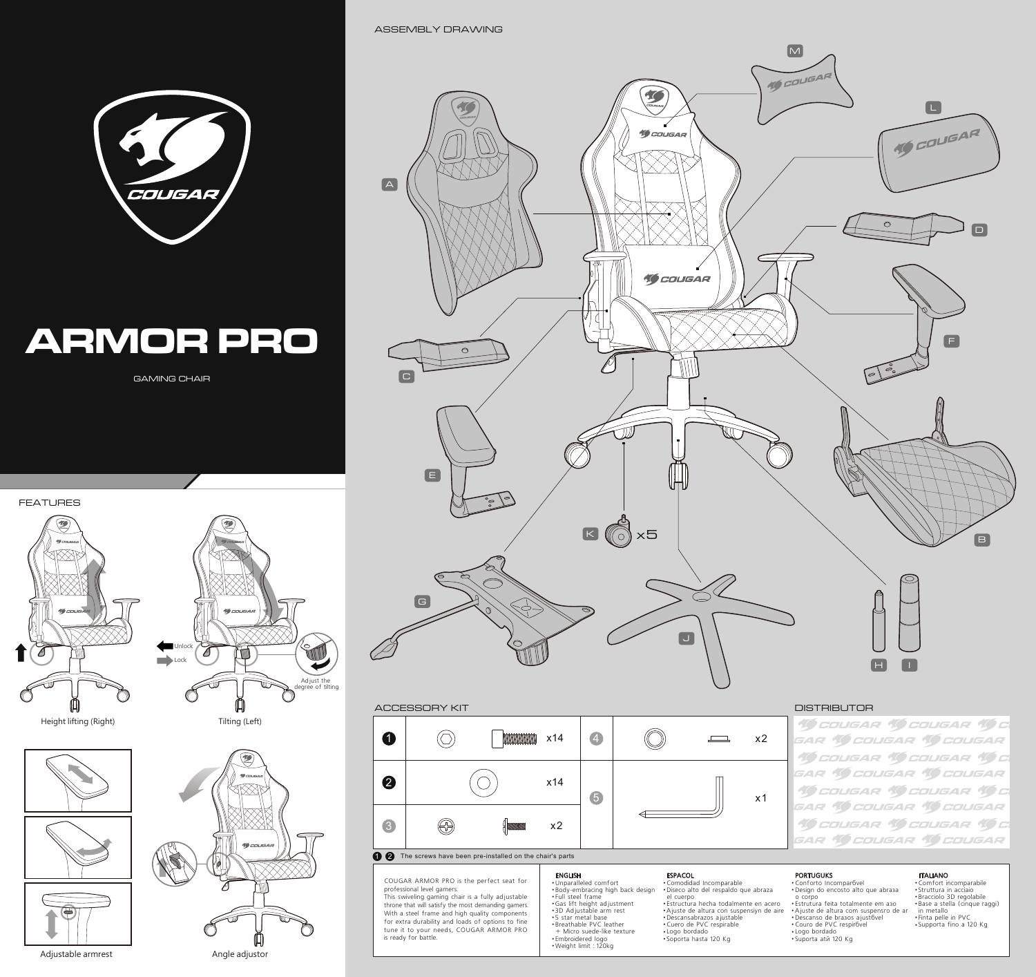# ARMOR PRO

GAMING CHAIR

## FEATURES

Height lifting (Right)

Unlock

Lock

Adjust the degree of tilting

Tilting (Left)

Adjustable armrest

Angle adjustor

## ASSEMBLY DRAWING

M

L

A

D

C

F

E

K x5

B

G

J

H I

## ACCESSORY KIT

| | | | |
|---|---|---|---|
| 1 | x14 | 4 | x2 |
| 2 | x14 | 5 | x1 |
| 3 | x2 | | |

1 2 The screws have been pre-installed on the chair's parts

## DISTRIBUTOR

COUGAR ARMOR PRO is the perfect seat for professional level gamers.
This swiveling gaming chair is a fully adjustable throne that will satisfy the most demanding gamers. With a steel frame and high quality components for extra durability and loads of options to fine tune it to your needs, COUGAR ARMOR PRO is ready for battle.

**ENGLISH**
- Unparalleled comfort
- Body-embracing high back design
- Full steel frame
- Gas lift height adjustment
- 3D Adjustable arm rest
- 5 star metal base
- Breathable PVC leather + Micro suede-like texture
- Embroidered logo
- Weight limit : 120kg

**ESPACOL**
- Comodidad Incomparable
- Diseco alto del respaldo que abraza el cuerpo
- Estructura hecha todalmente en acero
- Ajuste de altura con suspensiyn de aire
- Descansabrazos ajustable
- Cuero de PVC respirable
- Logo bordado
- Soporta hasta 120 Kg

**PORTUGUKS**
- Conforto Incompar6vel
- Design do encosto alto que abraaa o corpo
- Estrutura feita totalmente em aao
- Ajuste de altura com suspensro de ar
- Descanso de brasos ajust6vel
- Couro de PVC respir6vel
- Logo bordado
- Suporta atй 120 Kg

**ITALIANO**
- Comfort incomparabile
- Struttura in acciaio
- Bracciolo 3D regolabile
- Base a stella (cinque raggi) in metallo
- Finta pelle in PVC
- Supporta fino a 120 Kg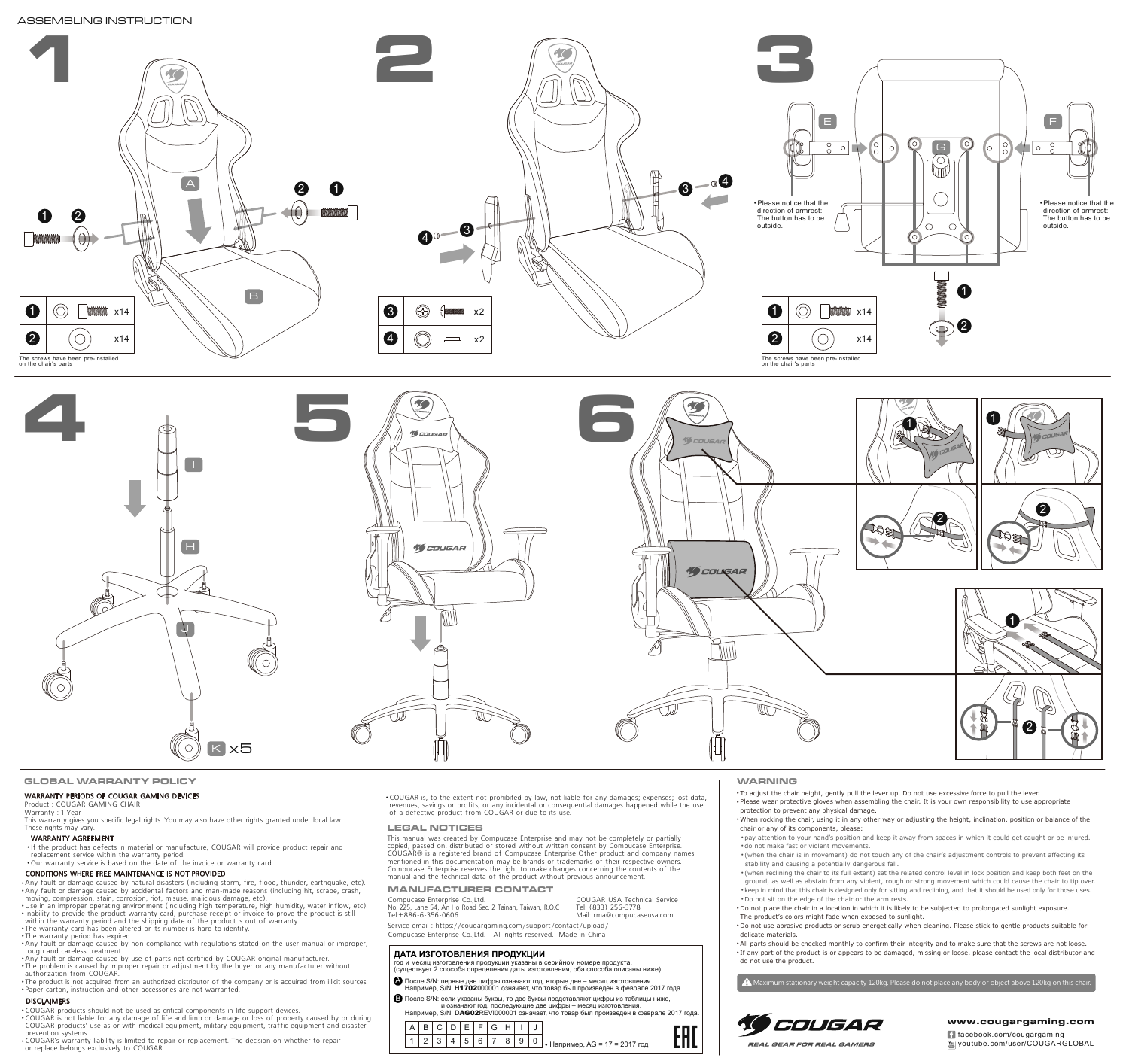ASSEMBLING INSTRUCTION

1

A

B

| | | |
|---|---|---|
| 1 | | x14 |
| 2 | | x14 |

The screws have been pre-installed on the chair's parts

2

| | | |
|---|---|---|
| 3 | | x2 |
| 4 | | x2 |

3

E

F

G

- Please notice that the direction of armrest: The button has to be outside.

- Please notice that the direction of armrest: The button has to be outside.

| | | |
|---|---|---|
| 1 | | x14 |
| 2 | | x14 |

The screws have been pre-installed on the chair's parts

4

I

H

J

K x5

5

6

## GLOBAL WARRANTY POLICY

### WARRANTY PERIODS OF COUGAR GAMING DEVICES

Product : COUGAR GAMING CHAIR
Warranty : 1 Year
This warranty gives you specific legal rights. You may also have other rights granted under local law. These rights may vary.

#### WARRANTY AGREEMENT

- If the product has defects in material or manufacture, COUGAR will provide product repair and replacement service within the warranty period.
- Our warranty service is based on the date of the invoice or warranty card.

### CONDITIONS WHERE FREE MAINTENANCE IS NOT PROVIDED

- Any fault or damage caused by natural disasters (including storm, fire, flood, thunder, earthquake, etc).
- Any fault or damage caused by accidental factors and man-made reasons (including hit, scrape, crash, moving, compression, stain, corrosion, riot, misuse, malicious damage, etc).
- Use in an improper operating environment (including high temperature, high humidity, water inflow, etc).
- Inability to provide the product warranty card, purchase receipt or invoice to prove the product is still within the warranty period and the shipping date of the product is out of warranty.
- The warranty card has been altered or its number is hard to identify.
- The warranty period has expired.
- Any fault or damage caused by non-compliance with regulations stated on the user manual or improper, rough and careless treatment.
- Any fault or damage caused by use of parts not certified by COUGAR original manufacturer.
- The problem is caused by improper repair or adjustment by the buyer or any manufacturer without authorization from COUGAR.
- The product is not acquired from an authorized distributor of the company or is acquired from illicit sources.
- Paper carton, instruction and other accessories are not warranted.

### DISCLAIMERS

- COUGAR products should not be used as critical components in life support devices.
- COUGAR is not liable for any damage of life and limb or damage or loss of property caused by or during COUGAR products' use as or with medical equipment, military equipment, traffic equipment and disaster prevention systems.
- COUGAR's warranty liability is limited to repair or replacement. The decision on whether to repair or replace belongs exclusively to COUGAR.
- COUGAR is, to the extent not prohibited by law, not liable for any damages; expenses; lost data, revenues, savings or profits; or any incidental or consequential damages happened while the use of a defective product from COUGAR or due to its use.

## LEGAL NOTICES

This manual was created by Compucase Enterprise and may not be completely or partially copied, passed on, distributed or stored without written consent by Compucase Enterprise. COUGAR® is a registered brand of Compucase Enterprise Other product and company names mentioned in this documentation may be brands or trademarks of their respective owners. Compucase Enterprise reserves the right to make changes concerning the contents of the manual and the technical data of the product without previous announcement.

## MANUFACTURER CONTACT

Compucase Enterprise Co.,Ltd.
No. 225, Lane 54, An Ho Road Sec. 2 Tainan, Taiwan, R.O.C
Tel:+886-6-356-0606

COUGAR USA Technical Service
Tel: (833) 256-3778
Mail: rma@compucaseusa.com

Service email : https://cougargaming.com/support/contact/upload/
Compucase Enterprise Co.,Ltd. All rights reserved. Made in China

### ДАТА ИЗГОТОВЛЕНИЯ ПРОДУКЦИИ

год и месяц изготовления продукции указаны в серийном номере продукта.
(существует 2 способа определения даты изготовления, оба способа описаны ниже)

A После S/N: первые две цифры означают год, вторые две – месяц изготовления.
Например, S/N: H**1702**000001 означает, что товар был произведен в феврале 2017 года.

B После S/N: если указаны буквы, то две буквы представляют цифры из таблицы ниже, и означают год, последующие две цифры – месяц изготовления.
Например, S/N: D**AG02**REVI000001 означает, что товар был произведен в феврале 2017 года.

| A | B | C | D | E | F | G | H | I | J |
|---|---|---|---|---|---|---|---|---|---|
| 1 | 2 | 3 | 4 | 5 | 6 | 7 | 8 | 9 | 0 |

- Например, AG = 17 = 2017 год

EAC

## WARNING

- To adjust the chair height, gently pull the lever up. Do not use excessive force to pull the lever.
- Please wear protective gloves when assembling the chair. It is your own responsibility to use appropriate protection to prevent any physical damage.
- When rocking the chair, using it in any other way or adjusting the height, inclination, position or balance of the chair or any of its components, please:
  - pay attention to your hand's position and keep it away from spaces in which it could get caught or be injured.
  - do not make fast or violent movements.
  - (when the chair is in movement) do not touch any of the chair's adjustment controls to prevent affecting its stability and causing a potentially dangerous fall.
  - (when reclining the chair to its full extent) set the related control level in lock position and keep both feet on the ground, as well as abstain from any violent, rough or strong movement which could cause the chair to tip over.
  - keep in mind that this chair is designed only for sitting and reclining, and that it should be used only for those uses.
  - Do not sit on the edge of the chair or the arm rests.
- Do not place the chair in a location in which it is likely to be subjected to prolonged sunlight exposure. The product's colors might fade when exposed to sunlight.
- Do not use abrasive products or scrub energetically when cleaning. Please stick to gentle products suitable for delicate materials.
- All parts should be checked monthly to confirm their integrity and to make sure that the screws are not loose.
- If any part of the product is or appears to be damaged, missing or loose, please contact the local distributor and do not use the product.

⚠ Maximum stationary weight capacity 120kg. Please do not place any body or object above 120kg on this chair.

COUGAR
REAL GEAR FOR REAL GAMERS

www.cougargaming.com
facebook.com/cougargaming
youtube.com/user/COUGARGLOBAL